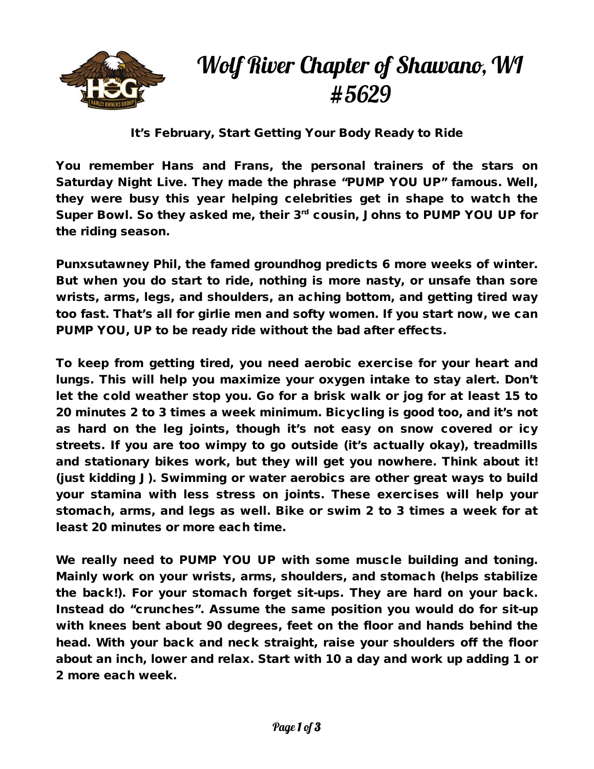# Wolf River Chapter of Shawano, WI #5629

**It's February, Start Getting Your Body Ready to Ride**

You remember Hans and Frans, the personal trainers of the stars on Saturday Night Live. They made the phrase "PUMP YOU UP" famous. Well, they were busy this year helping celebrities get in shape to watch the Super Bowl. So they asked me, their 3rd cousin, Johns to PUMP YOU UP for the riding season.

Punxsutawney Phil, the famed groundhog predicts 6 more weeks of winter. But when you do start to ride, nothing is more nasty, or unsafe than sore wrists, arms, legs, and shoulders, an aching bottom, and getting tired way too fast. That's all for girlie men and softy women. If you start now, we can PUMP YOU, UP to be ready ride without the bad after effects.

To keep from getting tired, you need aerobic exercise for your heart and lungs. This will help you maximize your oxygen intake to stay alert. Don't let the cold weather stop you. Go for a brisk walk or jog for at least 15 to 20 minutes 2 to 3 times a week minimum. Bicycling is good too, and it's not as hard on the leg joints, though it's not easy on snow covered or icy streets. If you are too wimpy to go outside (it's actually okay), treadmills and stationary bikes work, but they will get you nowhere. Think about it! (just kidding J). Swimming or water aerobics are other great ways to build your stamina with less stress on joints. These exercises will help your stomach, arms, and legs as well. Bike or swim 2 to 3 times a week for at least 20 minutes or more each time.

We really need to PUMP YOU UP with some muscle building and toning. Mainly work on your wrists, arms, shoulders, and stomach (helps stabilize the back!). For your stomach forget sit-ups. They are hard on your back. Instead do "crunches". Assume the same position you would do for sit-up with knees bent about 90 degrees, feet on the floor and hands behind the head. With your back and neck straight, raise your shoulders off the floor about an inch, lower and relax. Start with 10 a day and work up adding 1 or 2 more each week.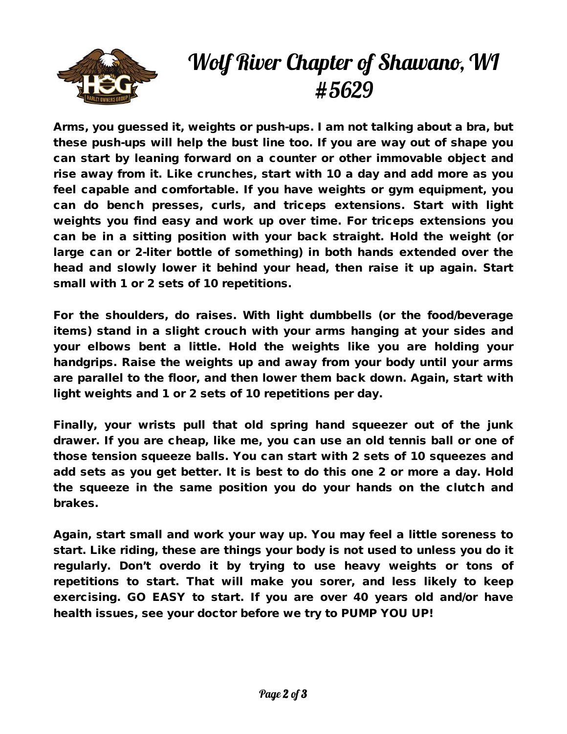Arms, you guessed it, weights or push-ups. I am not talking about a bra, but these push-ups will help the bust line too. If you are way out of shape you can start by leaning forward on a counter or other immovable object and rise away from it. Like crunches, start with 10 a day and add more as you feel capable and comfortable. If you have weights or gym equipment, you can do bench presses, curls, and triceps extensions. Start with light weights you find easy and work up over time. For triceps extensions you can be in a sitting position with your back straight. Hold the weight (or large can or 2-liter bottle of something) in both hands extended over the head and slowly lower it behind your head, then raise it up again. Start small with 1 or 2 sets of 10 repetitions.

For the shoulders, do raises. With light dumbbells (or the food/beverage items) stand in a slight crouch with your arms hanging at your sides and your elbows bent a little. Hold the weights like you are holding your handgrips. Raise the weights up and away from your body until your arms are parallel to the floor, and then lower them back down. Again, start with light weights and 1 or 2 sets of 10 repetitions per day.

Finally, your wrists pull that old spring hand squeezer out of the junk drawer. If you are cheap, like me, you can use an old tennis ball or one of those tension squeeze balls. You can start with 2 sets of 10 squeezes and add sets as you get better. It is best to do this one 2 or more a day. Hold the squeeze in the same position you do your hands on the clutch and brakes.

Again, start small and work your way up. You may feel a little soreness to start. Like riding, these are things your body is not used to unless you do it regularly. Don't overdo it by trying to use heavy weights or tons of repetitions to start. That will make you sorer, and less likely to keep exercising. GO EASY to start. If you are over 40 years old and/or have health issues, see your doctor before we try to PUMP YOU UP!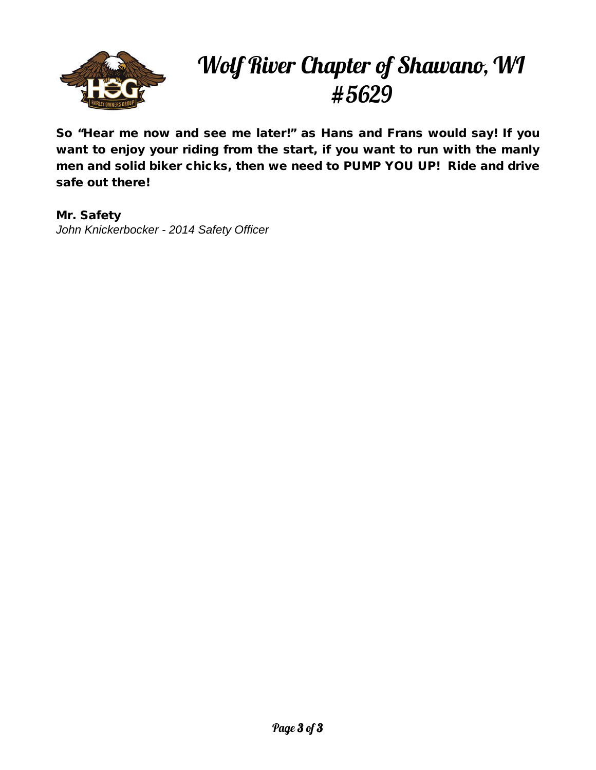**So "Hear me now and see me later!" as Hans and Frans would say! If you want to enjoy your riding from the start, if you want to run with the manly men and solid biker chicks, then we need to PUMP YOU UP! Ride and drive safe out there!**

**Mr. Safety**
*John Knickerbocker - 2014 Safety Officer*